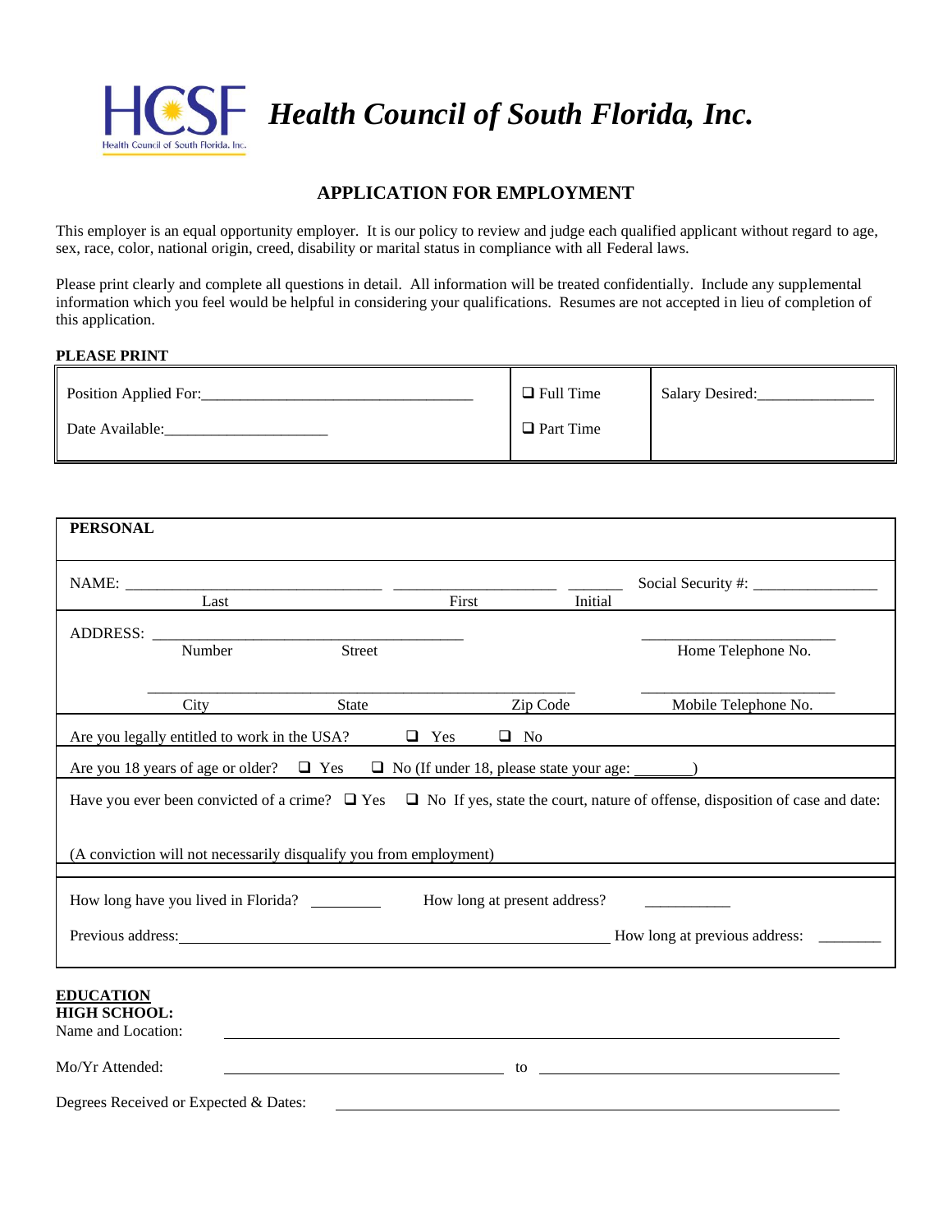HCSF Health Council of South Florida, Inc.

# *Health Council of South Florida, Inc.*

## APPLICATION FOR EMPLOYMENT

This employer is an equal opportunity employer. It is our policy to review and judge each qualified applicant without regard to age, sex, race, color, national origin, creed, disability or marital status in compliance with all Federal laws.

Please print clearly and complete all questions in detail. All information will be treated confidentially. Include any supplemental information which you feel would be helpful in considering your qualifications. Resumes are not accepted in lieu of completion of this application.

**PLEASE PRINT**

| | | |
|---|---|---|
| Position Applied For:___________________________________ | ❑ Full Time | Salary Desired:_______________ |
| Date Available:_____________________ | ❑ Part Time | |

**PERSONAL**

NAME: ________________________________ ____________________ _______ Social Security #: ________________
Last First Initial

ADDRESS: _______________________________________ ________________________
Number Street Home Telephone No.

_____________________________________________________ ________________________
City State Zip Code Mobile Telephone No.

Are you legally entitled to work in the USA? ❑ Yes ❑ No

Are you 18 years of age or older? ❑ Yes ❑ No (If under 18, please state your age: _______)

Have you ever been convicted of a crime? ❑ Yes ❑ No If yes, state the court, nature of offense, disposition of case and date:

(A conviction will not necessarily disqualify you from employment)

How long have you lived in Florida? _________ How long at present address? ___________

Previous address:______________________________________________________ How long at previous address: ________

**EDUCATION**

**HIGH SCHOOL:**

Name and Location: ____________________________________________________________

Mo/Yr Attended: ____________________________ to ______________________________

Degrees Received or Expected & Dates: ____________________________________________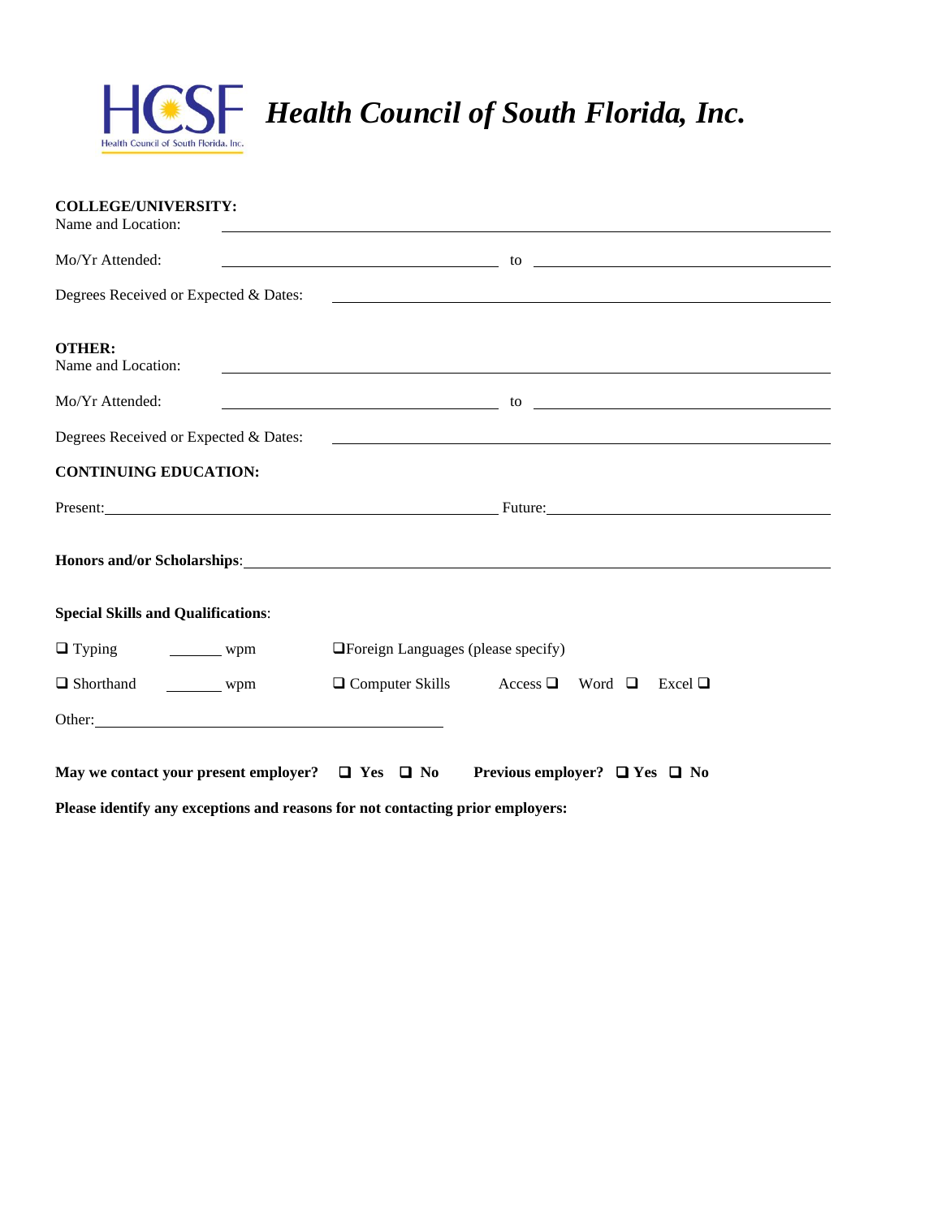# *Health Council of South Florida, Inc.*

**COLLEGE/UNIVERSITY:**
Name and Location: ______________________________

Mo/Yr Attended: ______________ to ______________

Degrees Received or Expected & Dates: ______________________________

**OTHER:**
Name and Location: ______________________________

Mo/Yr Attended: ______________ to ______________

Degrees Received or Expected & Dates: ______________________________

**CONTINUING EDUCATION:**

Present: ______________________________ Future: ______________________________

**Honors and/or Scholarships**: ______________________________

**Special Skills and Qualifications**:

❑ Typing _______ wpm ❑Foreign Languages (please specify)

❑ Shorthand _______ wpm ❑ Computer Skills Access ❑ Word ❑ Excel ❑

Other: ______________________________

**May we contact your present employer? ❑ Yes ❑ No Previous employer? ❑ Yes ❑ No**

**Please identify any exceptions and reasons for not contacting prior employers:**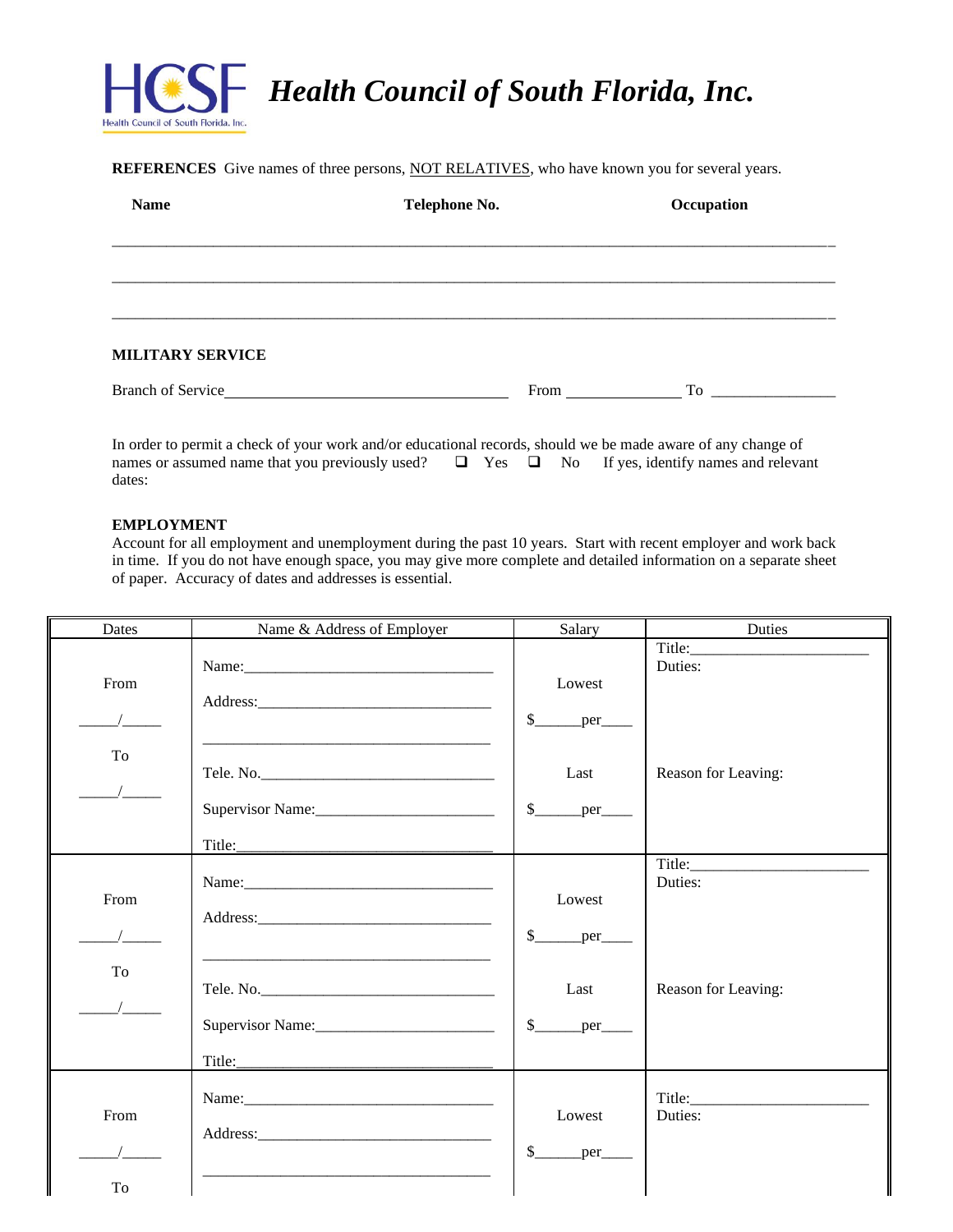# Health Council of South Florida, Inc.

**REFERENCES** Give names of three persons, NOT RELATIVES, who have known you for several years.

| Name | Telephone No. | Occupation |
|---|---|---|
| | | |
| | | |
| | | |

**MILITARY SERVICE**

Branch of Service____________________________________ From _______________ To ________________

In order to permit a check of your work and/or educational records, should we be made aware of any change of names or assumed name that you previously used? ❑ Yes ❑ No If yes, identify names and relevant dates:

**EMPLOYMENT**

Account for all employment and unemployment during the past 10 years. Start with recent employer and work back in time. If you do not have enough space, you may give more complete and detailed information on a separate sheet of paper. Accuracy of dates and addresses is essential.

| Dates | Name & Address of Employer | Salary | Duties |
|---|---|---|---|
| From _____/_____ To _____/_____ | Name:________________________________ Address:______________________________ ____________________________________ Tele. No.______________________________ Supervisor Name:______________________ Title:_________________________________ | Lowest $______per____ Last $______per____ | Title:______________________ Duties: Reason for Leaving: |
| From _____/_____ To _____/_____ | Name:________________________________ Address:______________________________ ____________________________________ Tele. No.______________________________ Supervisor Name:______________________ Title:_________________________________ | Lowest $______per____ Last $______per____ | Title:______________________ Duties: Reason for Leaving: |
| From _____/_____ To | Name:________________________________ Address:______________________________ ____________________________________ | Lowest $______per____ | Title:______________________ Duties: |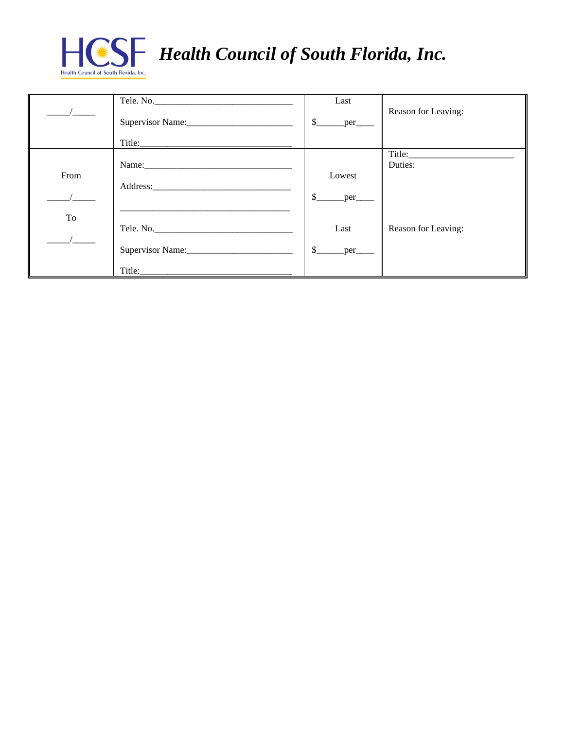# *Health Council of South Florida, Inc.*

| | | | |
|---|---|---|---|
| _____/_____ | Tele. No.______________________________<br><br>Supervisor Name:______________________<br><br>Title:_________________________________ | Last<br><br>$______per____ | Reason for Leaving: |
| From<br><br>_____/_____<br><br>To<br><br>_____/_____ | Name:________________________________<br><br>Address:______________________________<br><br>_____________________________________<br><br>Tele. No.______________________________<br><br>Supervisor Name:______________________<br><br>Title:_________________________________ | Lowest<br><br>$______per____<br><br>Last<br><br>$______per____ | Title:______________________<br>Duties:<br><br>Reason for Leaving: |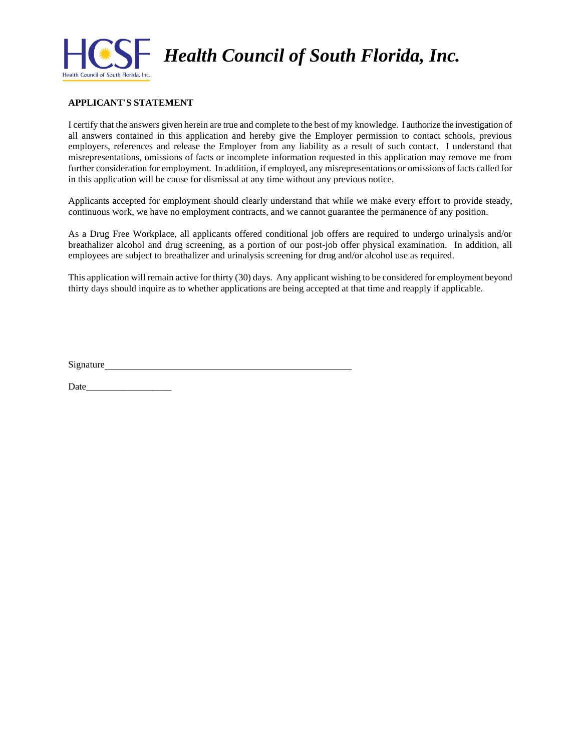# *Health Council of South Florida, Inc.*

**APPLICANT'S STATEMENT**

I certify that the answers given herein are true and complete to the best of my knowledge. I authorize the investigation of all answers contained in this application and hereby give the Employer permission to contact schools, previous employers, references and release the Employer from any liability as a result of such contact. I understand that misrepresentations, omissions of facts or incomplete information requested in this application may remove me from further consideration for employment. In addition, if employed, any misrepresentations or omissions of facts called for in this application will be cause for dismissal at any time without any previous notice.

Applicants accepted for employment should clearly understand that while we make every effort to provide steady, continuous work, we have no employment contracts, and we cannot guarantee the permanence of any position.

As a Drug Free Workplace, all applicants offered conditional job offers are required to undergo urinalysis and/or breathalizer alcohol and drug screening, as a portion of our post-job offer physical examination. In addition, all employees are subject to breathalizer and urinalysis screening for drug and/or alcohol use as required.

This application will remain active for thirty (30) days. Any applicant wishing to be considered for employment beyond thirty days should inquire as to whether applications are being accepted at that time and reapply if applicable.

Signature_______________________________________________

Date__________________